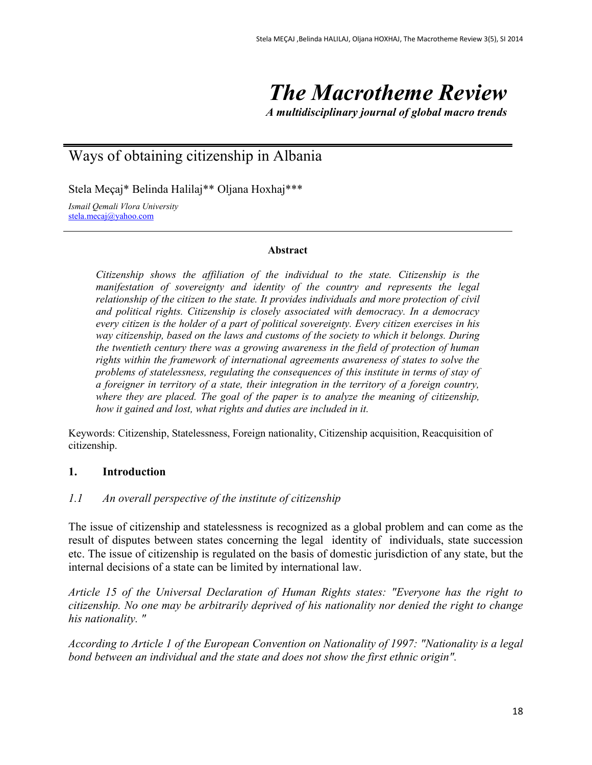# *The Macrotheme Review*

***A multidisciplinary journal of global macro trends***

## Ways of obtaining citizenship in Albania

Stela Meçaj* Belinda Halilaj** Oljana Hoxhaj***

*Ismail Qemali Vlora University*
stela.mecaj@yahoo.com

---

**Abstract**

*Citizenship shows the affiliation of the individual to the state. Citizenship is the manifestation of sovereignty and identity of the country and represents the legal relationship of the citizen to the state. It provides individuals and more protection of civil and political rights. Citizenship is closely associated with democracy. In a democracy every citizen is the holder of a part of political sovereignty. Every citizen exercises in his way citizenship, based on the laws and customs of the society to which it belongs. During the twentieth century there was a growing awareness in the field of protection of human rights within the framework of international agreements awareness of states to solve the problems of statelessness, regulating the consequences of this institute in terms of stay of a foreigner in territory of a state, their integration in the territory of a foreign country, where they are placed. The goal of the paper is to analyze the meaning of citizenship, how it gained and lost, what rights and duties are included in it.*

Keywords: Citizenship, Statelessness, Foreign nationality, Citizenship acquisition, Reacquisition of citizenship.

### 1. Introduction

#### *1.1 An overall perspective of the institute of citizenship*

The issue of citizenship and statelessness is recognized as a global problem and can come as the result of disputes between states concerning the legal identity of individuals, state succession etc. The issue of citizenship is regulated on the basis of domestic jurisdiction of any state, but the internal decisions of a state can be limited by international law.

*Article 15 of the Universal Declaration of Human Rights states: "Everyone has the right to citizenship. No one may be arbitrarily deprived of his nationality nor denied the right to change his nationality. "*

*According to Article 1 of the European Convention on Nationality of 1997: "Nationality is a legal bond between an individual and the state and does not show the first ethnic origin".*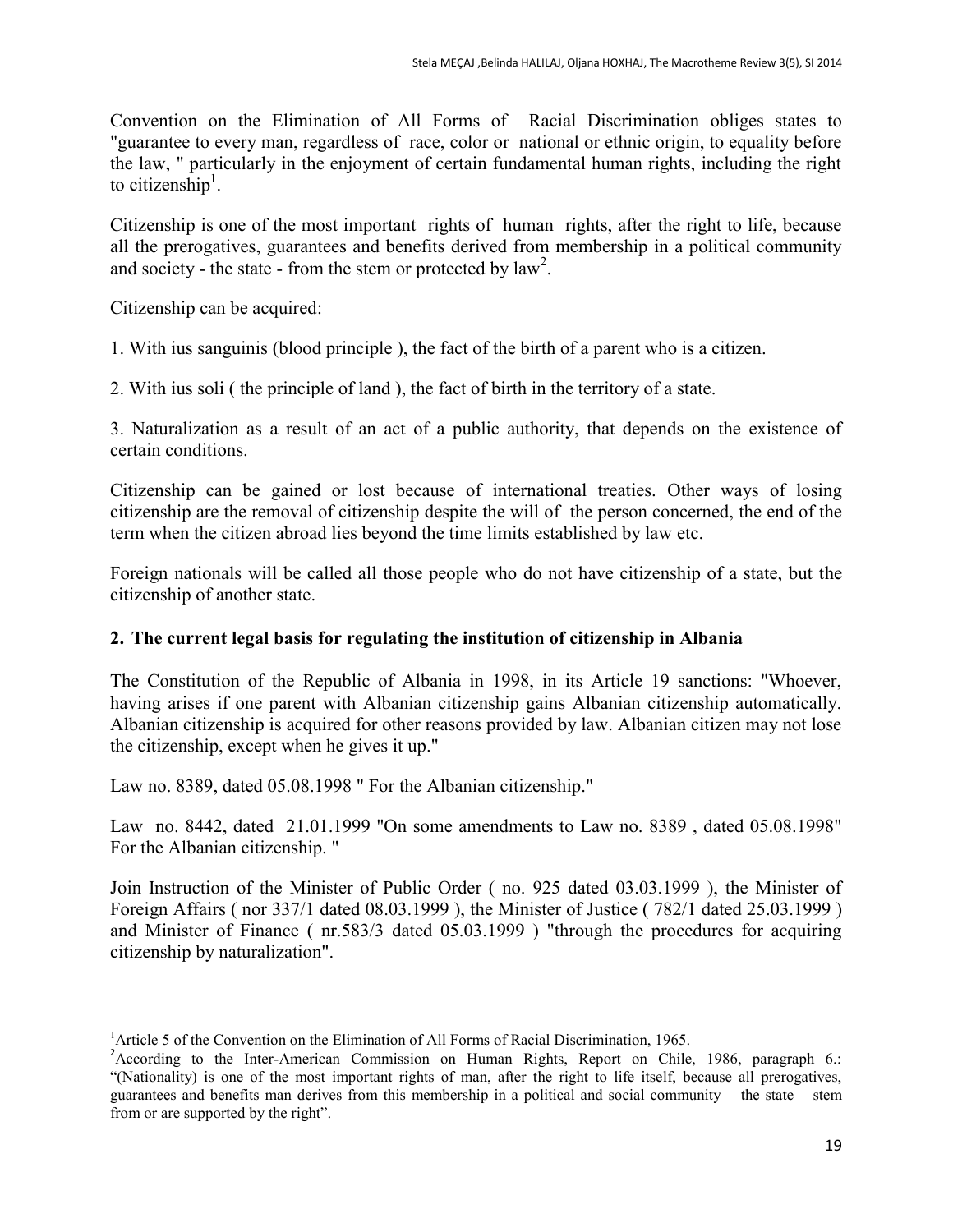Convention on the Elimination of All Forms of Racial Discrimination obliges states to "guarantee to every man, regardless of race, color or national or ethnic origin, to equality before the law, " particularly in the enjoyment of certain fundamental human rights, including the right to citizenship[1].

Citizenship is one of the most important rights of human rights, after the right to life, because all the prerogatives, guarantees and benefits derived from membership in a political community and society - the state - from the stem or protected by law[2].

Citizenship can be acquired:

1. With ius sanguinis (blood principle ), the fact of the birth of a parent who is a citizen.

2. With ius soli ( the principle of land ), the fact of birth in the territory of a state.

3. Naturalization as a result of an act of a public authority, that depends on the existence of certain conditions.

Citizenship can be gained or lost because of international treaties. Other ways of losing citizenship are the removal of citizenship despite the will of the person concerned, the end of the term when the citizen abroad lies beyond the time limits established by law etc.

Foreign nationals will be called all those people who do not have citizenship of a state, but the citizenship of another state.

## 2. The current legal basis for regulating the institution of citizenship in Albania

The Constitution of the Republic of Albania in 1998, in its Article 19 sanctions: "Whoever, having arises if one parent with Albanian citizenship gains Albanian citizenship automatically. Albanian citizenship is acquired for other reasons provided by law. Albanian citizen may not lose the citizenship, except when he gives it up."

Law no. 8389, dated 05.08.1998 " For the Albanian citizenship."

Law no. 8442, dated 21.01.1999 "On some amendments to Law no. 8389 , dated 05.08.1998" For the Albanian citizenship. "

Join Instruction of the Minister of Public Order ( no. 925 dated 03.03.1999 ), the Minister of Foreign Affairs ( nor 337/1 dated 08.03.1999 ), the Minister of Justice ( 782/1 dated 25.03.1999 ) and Minister of Finance ( nr.583/3 dated 05.03.1999 ) "through the procedures for acquiring citizenship by naturalization".

---

[1] Article 5 of the Convention on the Elimination of All Forms of Racial Discrimination, 1965.

[2] According to the Inter-American Commission on Human Rights, Report on Chile, 1986, paragraph 6.: "(Nationality) is one of the most important rights of man, after the right to life itself, because all prerogatives, guarantees and benefits man derives from this membership in a political and social community – the state – stem from or are supported by the right".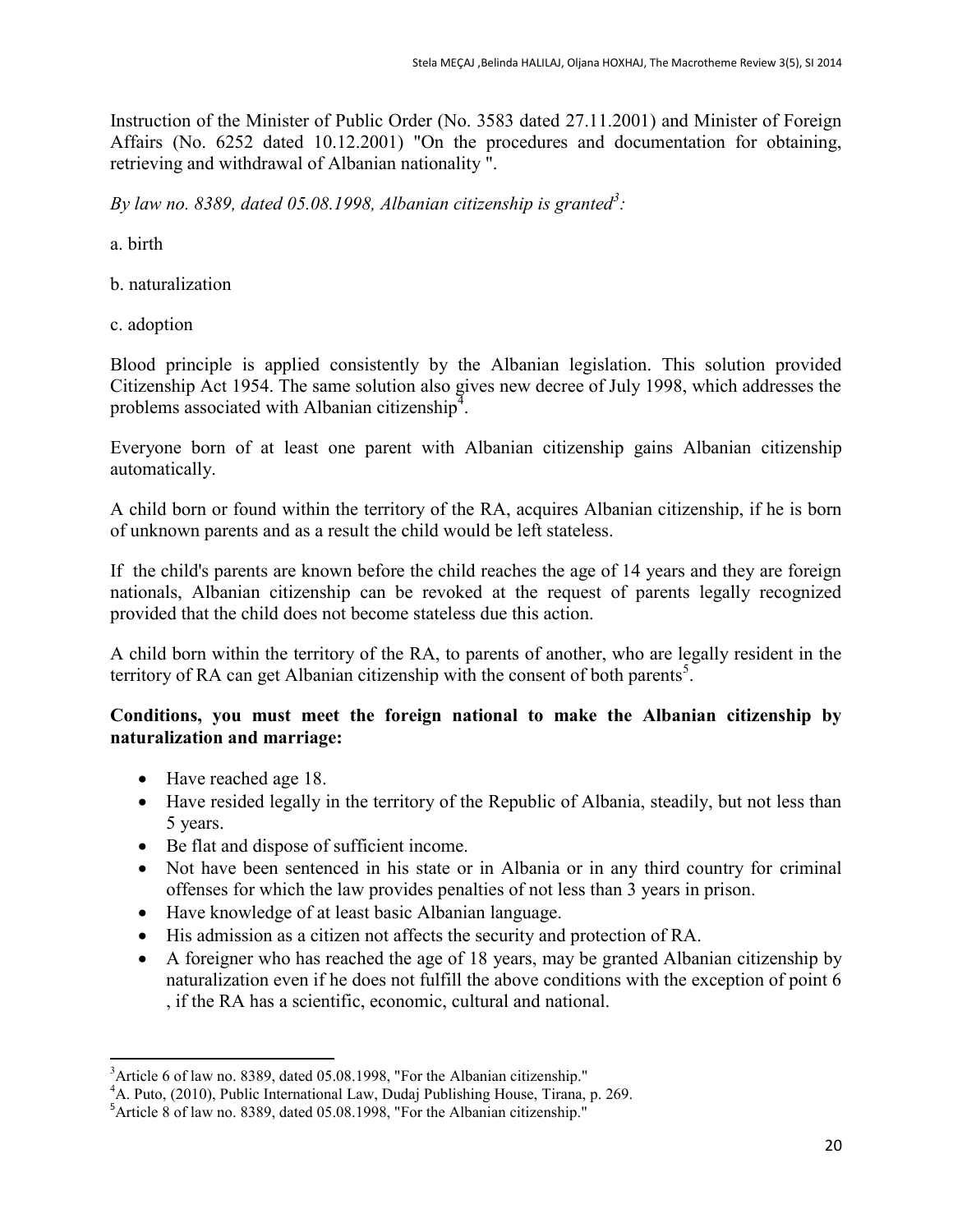Instruction of the Minister of Public Order (No. 3583 dated 27.11.2001) and Minister of Foreign Affairs (No. 6252 dated 10.12.2001) "On the procedures and documentation for obtaining, retrieving and withdrawal of Albanian nationality ".

*By law no. 8389, dated 05.08.1998, Albanian citizenship is granted*[3]*:*

a. birth

b. naturalization

c. adoption

Blood principle is applied consistently by the Albanian legislation. This solution provided Citizenship Act 1954. The same solution also gives new decree of July 1998, which addresses the problems associated with Albanian citizenship[4].

Everyone born of at least one parent with Albanian citizenship gains Albanian citizenship automatically.

A child born or found within the territory of the RA, acquires Albanian citizenship, if he is born of unknown parents and as a result the child would be left stateless.

If the child's parents are known before the child reaches the age of 14 years and they are foreign nationals, Albanian citizenship can be revoked at the request of parents legally recognized provided that the child does not become stateless due this action.

A child born within the territory of the RA, to parents of another, who are legally resident in the territory of RA can get Albanian citizenship with the consent of both parents[5].

**Conditions, you must meet the foreign national to make the Albanian citizenship by naturalization and marriage:**

- Have reached age 18.
- Have resided legally in the territory of the Republic of Albania, steadily, but not less than 5 years.
- Be flat and dispose of sufficient income.
- Not have been sentenced in his state or in Albania or in any third country for criminal offenses for which the law provides penalties of not less than 3 years in prison.
- Have knowledge of at least basic Albanian language.
- His admission as a citizen not affects the security and protection of RA.
- A foreigner who has reached the age of 18 years, may be granted Albanian citizenship by naturalization even if he does not fulfill the above conditions with the exception of point 6 , if the RA has a scientific, economic, cultural and national.

---

[3]Article 6 of law no. 8389, dated 05.08.1998, "For the Albanian citizenship."

[4]A. Puto, (2010), Public International Law, Dudaj Publishing House, Tirana, p. 269.

[5]Article 8 of law no. 8389, dated 05.08.1998, "For the Albanian citizenship."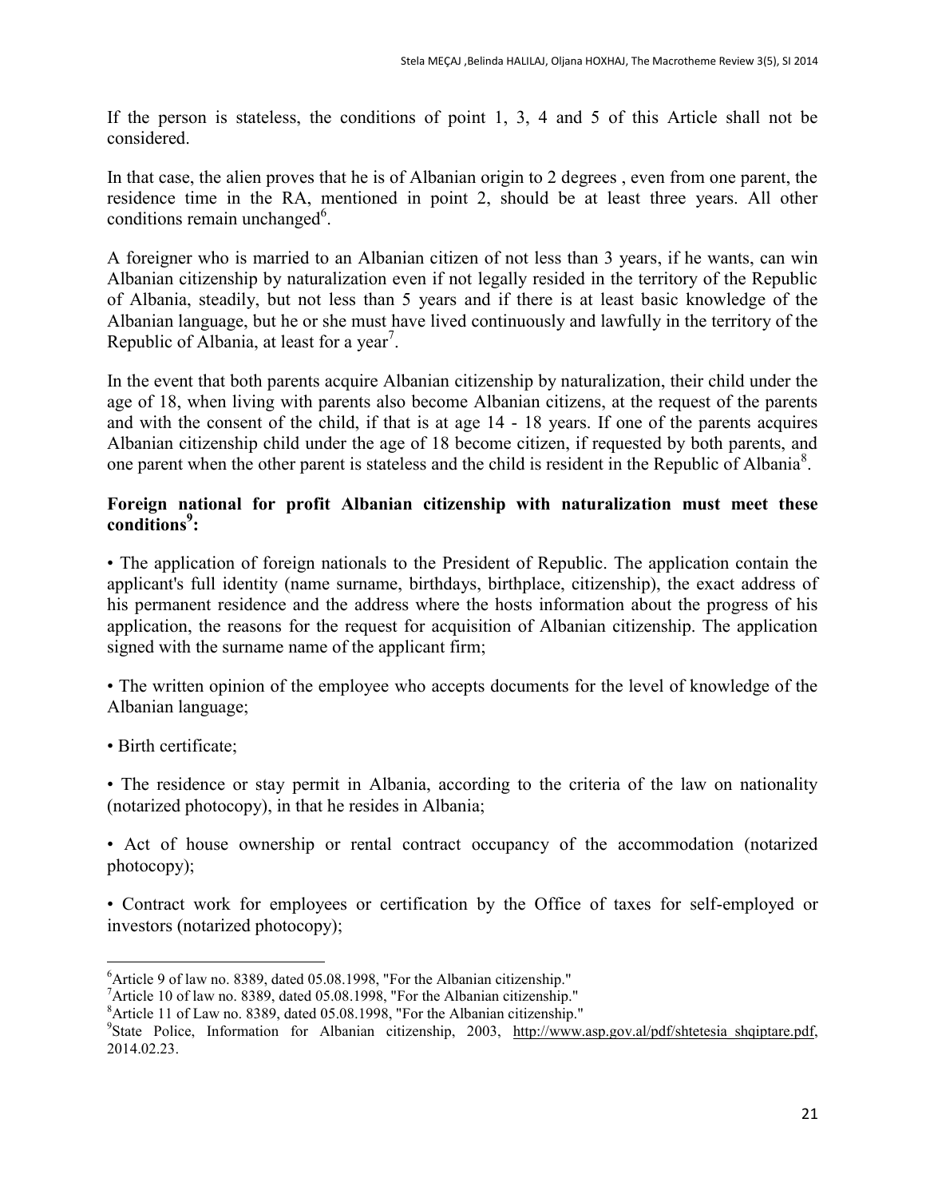If the person is stateless, the conditions of point 1, 3, 4 and 5 of this Article shall not be considered.

In that case, the alien proves that he is of Albanian origin to 2 degrees , even from one parent, the residence time in the RA, mentioned in point 2, should be at least three years. All other conditions remain unchanged[6].

A foreigner who is married to an Albanian citizen of not less than 3 years, if he wants, can win Albanian citizenship by naturalization even if not legally resided in the territory of the Republic of Albania, steadily, but not less than 5 years and if there is at least basic knowledge of the Albanian language, but he or she must have lived continuously and lawfully in the territory of the Republic of Albania, at least for a year[7].

In the event that both parents acquire Albanian citizenship by naturalization, their child under the age of 18, when living with parents also become Albanian citizens, at the request of the parents and with the consent of the child, if that is at age 14 - 18 years. If one of the parents acquires Albanian citizenship child under the age of 18 become citizen, if requested by both parents, and one parent when the other parent is stateless and the child is resident in the Republic of Albania[8].

**Foreign national for profit Albanian citizenship with naturalization must meet these conditions[9]:**

- The application of foreign nationals to the President of Republic. The application contain the applicant's full identity (name surname, birthdays, birthplace, citizenship), the exact address of his permanent residence and the address where the hosts information about the progress of his application, the reasons for the request for acquisition of Albanian citizenship. The application signed with the surname name of the applicant firm;
- The written opinion of the employee who accepts documents for the level of knowledge of the Albanian language;
- Birth certificate;
- The residence or stay permit in Albania, according to the criteria of the law on nationality (notarized photocopy), in that he resides in Albania;
- Act of house ownership or rental contract occupancy of the accommodation (notarized photocopy);
- Contract work for employees or certification by the Office of taxes for self-employed or investors (notarized photocopy);

---

[6]Article 9 of law no. 8389, dated 05.08.1998, "For the Albanian citizenship."

[7]Article 10 of law no. 8389, dated 05.08.1998, "For the Albanian citizenship."

[8]Article 11 of Law no. 8389, dated 05.08.1998, "For the Albanian citizenship."

[9]State Police, Information for Albanian citizenship, 2003, http://www.asp.gov.al/pdf/shtetesia_shqiptare.pdf, 2014.02.23.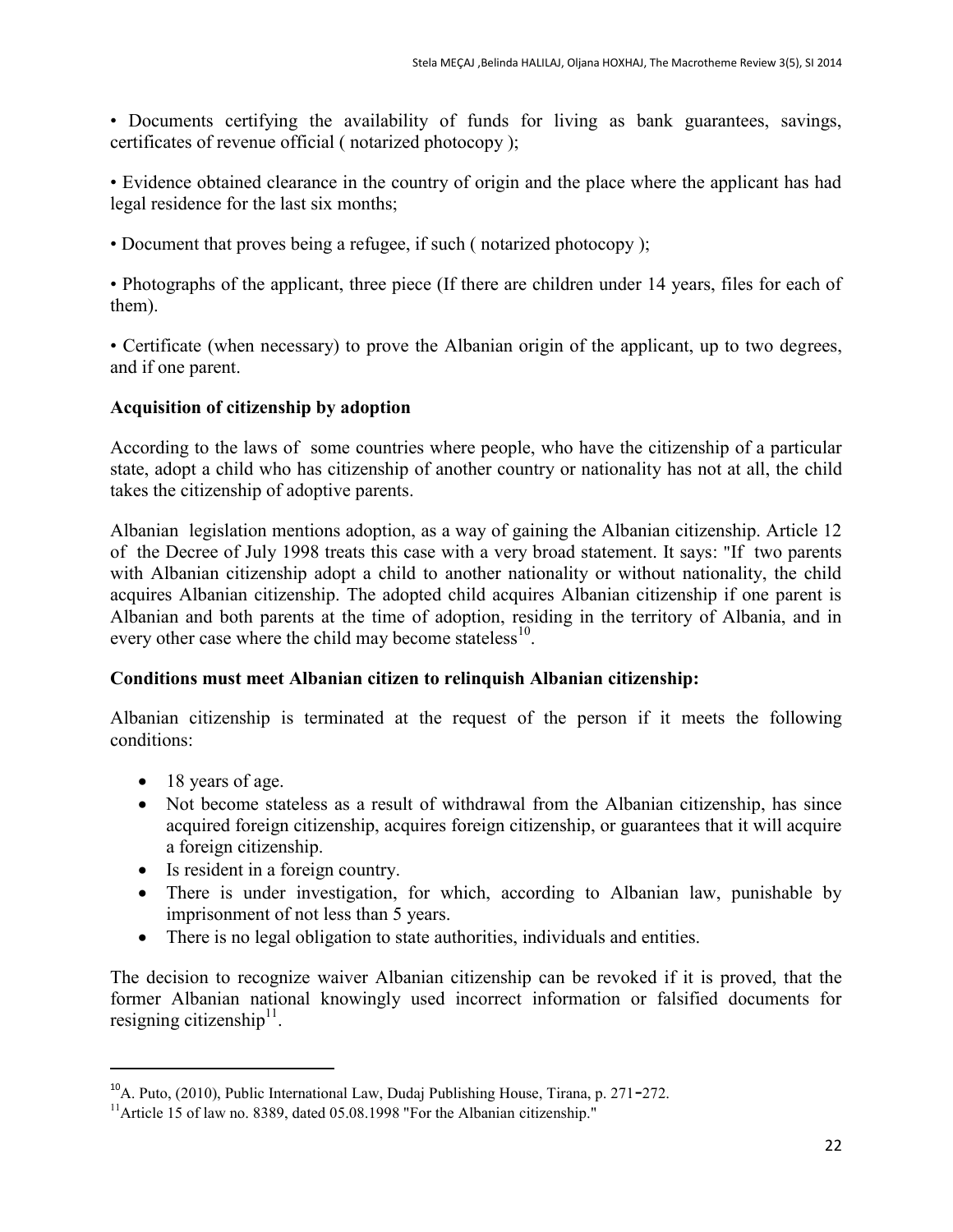• Documents certifying the availability of funds for living as bank guarantees, savings, certificates of revenue official ( notarized photocopy );

• Evidence obtained clearance in the country of origin and the place where the applicant has had legal residence for the last six months;

• Document that proves being a refugee, if such ( notarized photocopy );

• Photographs of the applicant, three piece (If there are children under 14 years, files for each of them).

• Certificate (when necessary) to prove the Albanian origin of the applicant, up to two degrees, and if one parent.

**Acquisition of citizenship by adoption**

According to the laws of some countries where people, who have the citizenship of a particular state, adopt a child who has citizenship of another country or nationality has not at all, the child takes the citizenship of adoptive parents.

Albanian legislation mentions adoption, as a way of gaining the Albanian citizenship. Article 12 of the Decree of July 1998 treats this case with a very broad statement. It says: "If two parents with Albanian citizenship adopt a child to another nationality or without nationality, the child acquires Albanian citizenship. The adopted child acquires Albanian citizenship if one parent is Albanian and both parents at the time of adoption, residing in the territory of Albania, and in every other case where the child may become stateless[10].

**Conditions must meet Albanian citizen to relinquish Albanian citizenship:**

Albanian citizenship is terminated at the request of the person if it meets the following conditions:

- 18 years of age.
- Not become stateless as a result of withdrawal from the Albanian citizenship, has since acquired foreign citizenship, acquires foreign citizenship, or guarantees that it will acquire a foreign citizenship.
- Is resident in a foreign country.
- There is under investigation, for which, according to Albanian law, punishable by imprisonment of not less than 5 years.
- There is no legal obligation to state authorities, individuals and entities.

The decision to recognize waiver Albanian citizenship can be revoked if it is proved, that the former Albanian national knowingly used incorrect information or falsified documents for resigning citizenship[11].

---

[10] A. Puto, (2010), Public International Law, Dudaj Publishing House, Tirana, p. 271-272.

[11] Article 15 of law no. 8389, dated 05.08.1998 "For the Albanian citizenship."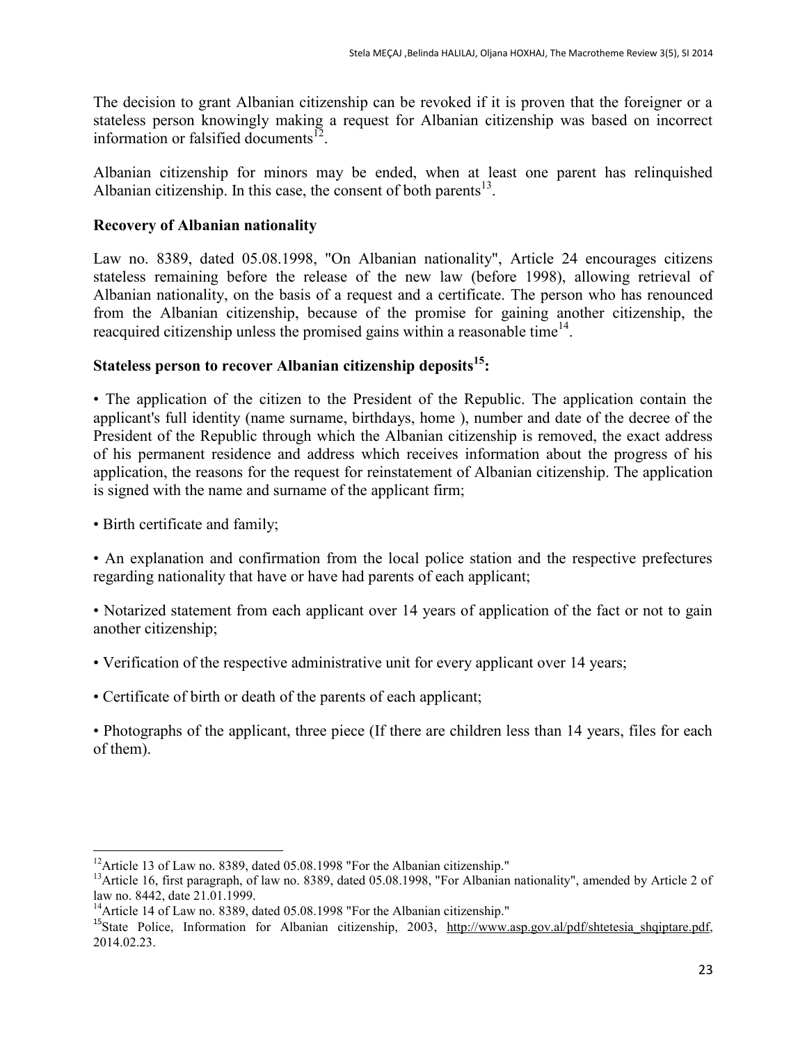The decision to grant Albanian citizenship can be revoked if it is proven that the foreigner or a stateless person knowingly making a request for Albanian citizenship was based on incorrect information or falsified documents[12].

Albanian citizenship for minors may be ended, when at least one parent has relinquished Albanian citizenship. In this case, the consent of both parents[13].

**Recovery of Albanian nationality**

Law no. 8389, dated 05.08.1998, "On Albanian nationality", Article 24 encourages citizens stateless remaining before the release of the new law (before 1998), allowing retrieval of Albanian nationality, on the basis of a request and a certificate. The person who has renounced from the Albanian citizenship, because of the promise for gaining another citizenship, the reacquired citizenship unless the promised gains within a reasonable time[14].

**Stateless person to recover Albanian citizenship deposits[15]:**

- The application of the citizen to the President of the Republic. The application contain the applicant's full identity (name surname, birthdays, home ), number and date of the decree of the President of the Republic through which the Albanian citizenship is removed, the exact address of his permanent residence and address which receives information about the progress of his application, the reasons for the request for reinstatement of Albanian citizenship. The application is signed with the name and surname of the applicant firm;
- Birth certificate and family;
- An explanation and confirmation from the local police station and the respective prefectures regarding nationality that have or have had parents of each applicant;
- Notarized statement from each applicant over 14 years of application of the fact or not to gain another citizenship;
- Verification of the respective administrative unit for every applicant over 14 years;
- Certificate of birth or death of the parents of each applicant;
- Photographs of the applicant, three piece (If there are children less than 14 years, files for each of them).

---

[12] Article 13 of Law no. 8389, dated 05.08.1998 "For the Albanian citizenship."

[13] Article 16, first paragraph, of law no. 8389, dated 05.08.1998, "For Albanian nationality", amended by Article 2 of law no. 8442, date 21.01.1999.

[14] Article 14 of Law no. 8389, dated 05.08.1998 "For the Albanian citizenship."

[15] State Police, Information for Albanian citizenship, 2003, http://www.asp.gov.al/pdf/shtetesia_shqiptare.pdf, 2014.02.23.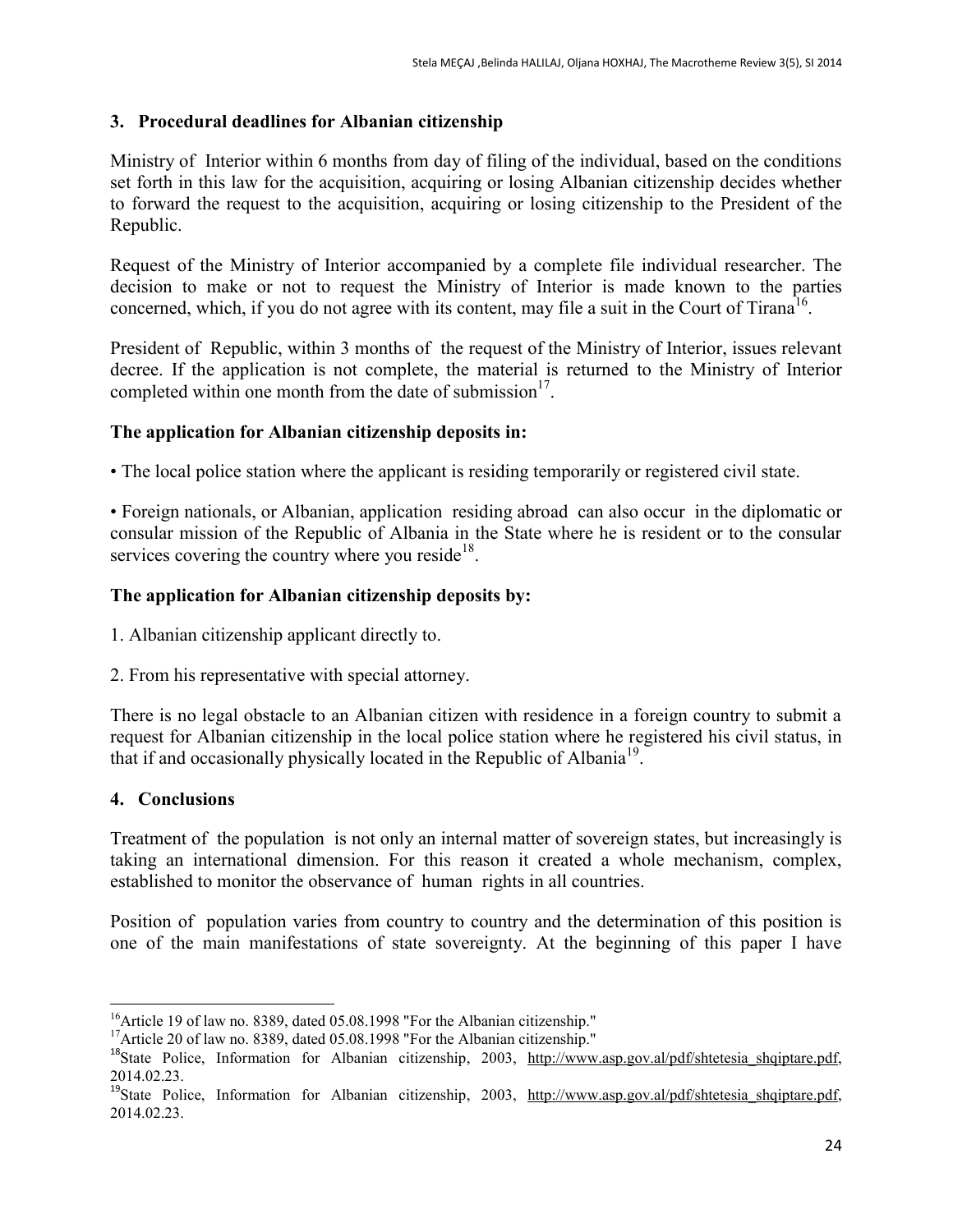## 3. Procedural deadlines for Albanian citizenship

Ministry of Interior within 6 months from day of filing of the individual, based on the conditions set forth in this law for the acquisition, acquiring or losing Albanian citizenship decides whether to forward the request to the acquisition, acquiring or losing citizenship to the President of the Republic.

Request of the Ministry of Interior accompanied by a complete file individual researcher. The decision to make or not to request the Ministry of Interior is made known to the parties concerned, which, if you do not agree with its content, may file a suit in the Court of Tirana[16].

President of Republic, within 3 months of the request of the Ministry of Interior, issues relevant decree. If the application is not complete, the material is returned to the Ministry of Interior completed within one month from the date of submission[17].

**The application for Albanian citizenship deposits in:**

• The local police station where the applicant is residing temporarily or registered civil state.

• Foreign nationals, or Albanian, application residing abroad can also occur in the diplomatic or consular mission of the Republic of Albania in the State where he is resident or to the consular services covering the country where you reside[18].

**The application for Albanian citizenship deposits by:**

1. Albanian citizenship applicant directly to.

2. From his representative with special attorney.

There is no legal obstacle to an Albanian citizen with residence in a foreign country to submit a request for Albanian citizenship in the local police station where he registered his civil status, in that if and occasionally physically located in the Republic of Albania[19].

## 4. Conclusions

Treatment of the population is not only an internal matter of sovereign states, but increasingly is taking an international dimension. For this reason it created a whole mechanism, complex, established to monitor the observance of human rights in all countries.

Position of population varies from country to country and the determination of this position is one of the main manifestations of state sovereignty. At the beginning of this paper I have

---

[16] Article 19 of law no. 8389, dated 05.08.1998 "For the Albanian citizenship."

[17] Article 20 of law no. 8389, dated 05.08.1998 "For the Albanian citizenship."

[18] State Police, Information for Albanian citizenship, 2003, http://www.asp.gov.al/pdf/shtetesia_shqiptare.pdf, 2014.02.23.

[19] State Police, Information for Albanian citizenship, 2003, http://www.asp.gov.al/pdf/shtetesia_shqiptare.pdf, 2014.02.23.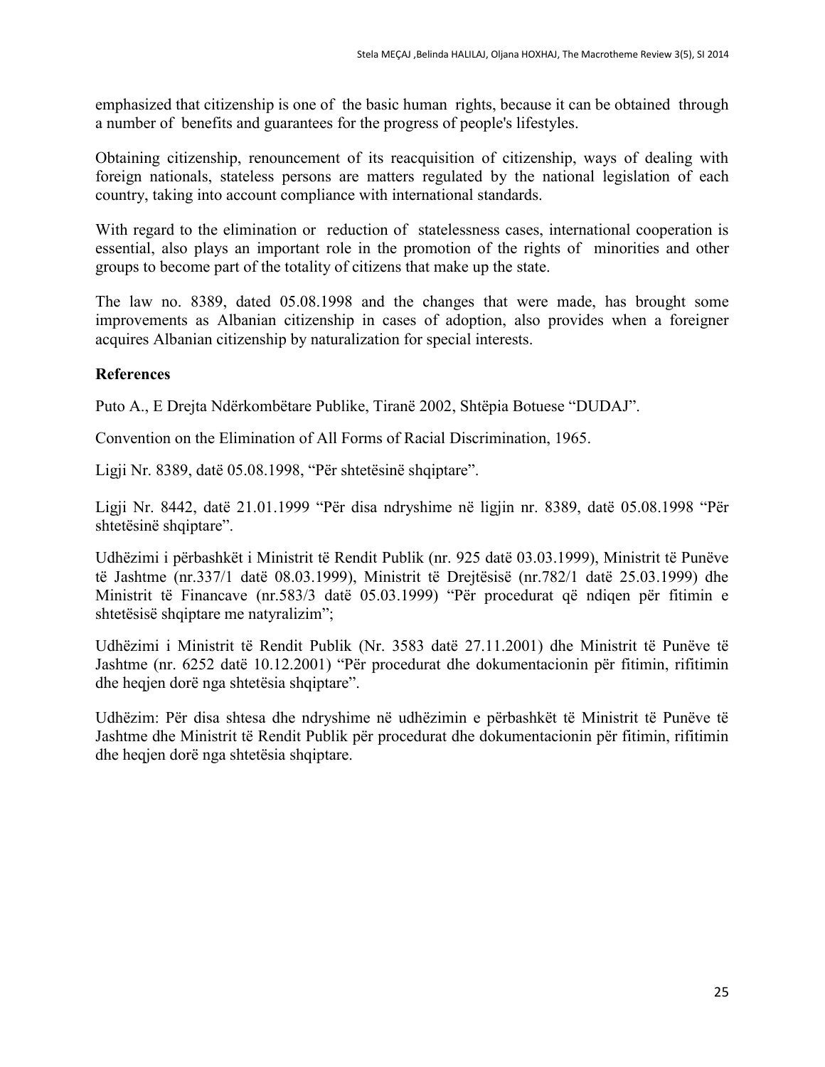emphasized that citizenship is one of the basic human rights, because it can be obtained through a number of benefits and guarantees for the progress of people's lifestyles.

Obtaining citizenship, renouncement of its reacquisition of citizenship, ways of dealing with foreign nationals, stateless persons are matters regulated by the national legislation of each country, taking into account compliance with international standards.

With regard to the elimination or reduction of statelessness cases, international cooperation is essential, also plays an important role in the promotion of the rights of minorities and other groups to become part of the totality of citizens that make up the state.

The law no. 8389, dated 05.08.1998 and the changes that were made, has brought some improvements as Albanian citizenship in cases of adoption, also provides when a foreigner acquires Albanian citizenship by naturalization for special interests.

**References**

Puto A., E Drejta Ndërkombëtare Publike, Tiranë 2002, Shtëpia Botuese "DUDAJ".

Convention on the Elimination of All Forms of Racial Discrimination, 1965.

Ligji Nr. 8389, datë 05.08.1998, "Për shtetësinë shqiptare".

Ligji Nr. 8442, datë 21.01.1999 "Për disa ndryshime në ligjin nr. 8389, datë 05.08.1998 "Për shtetësinë shqiptare".

Udhëzimi i përbashkët i Ministrit të Rendit Publik (nr. 925 datë 03.03.1999), Ministrit të Punëve të Jashtme (nr.337/1 datë 08.03.1999), Ministrit të Drejtësisë (nr.782/1 datë 25.03.1999) dhe Ministrit të Financave (nr.583/3 datë 05.03.1999) "Për procedurat që ndiqen për fitimin e shtetësisë shqiptare me natyralizim";

Udhëzimi i Ministrit të Rendit Publik (Nr. 3583 datë 27.11.2001) dhe Ministrit të Punëve të Jashtme (nr. 6252 datë 10.12.2001) "Për procedurat dhe dokumentacionin për fitimin, rifitimin dhe heqjen dorë nga shtetësia shqiptare".

Udhëzim: Për disa shtesa dhe ndryshime në udhëzimin e përbashkët të Ministrit të Punëve të Jashtme dhe Ministrit të Rendit Publik për procedurat dhe dokumentacionin për fitimin, rifitimin dhe heqjen dorë nga shtetësia shqiptare.